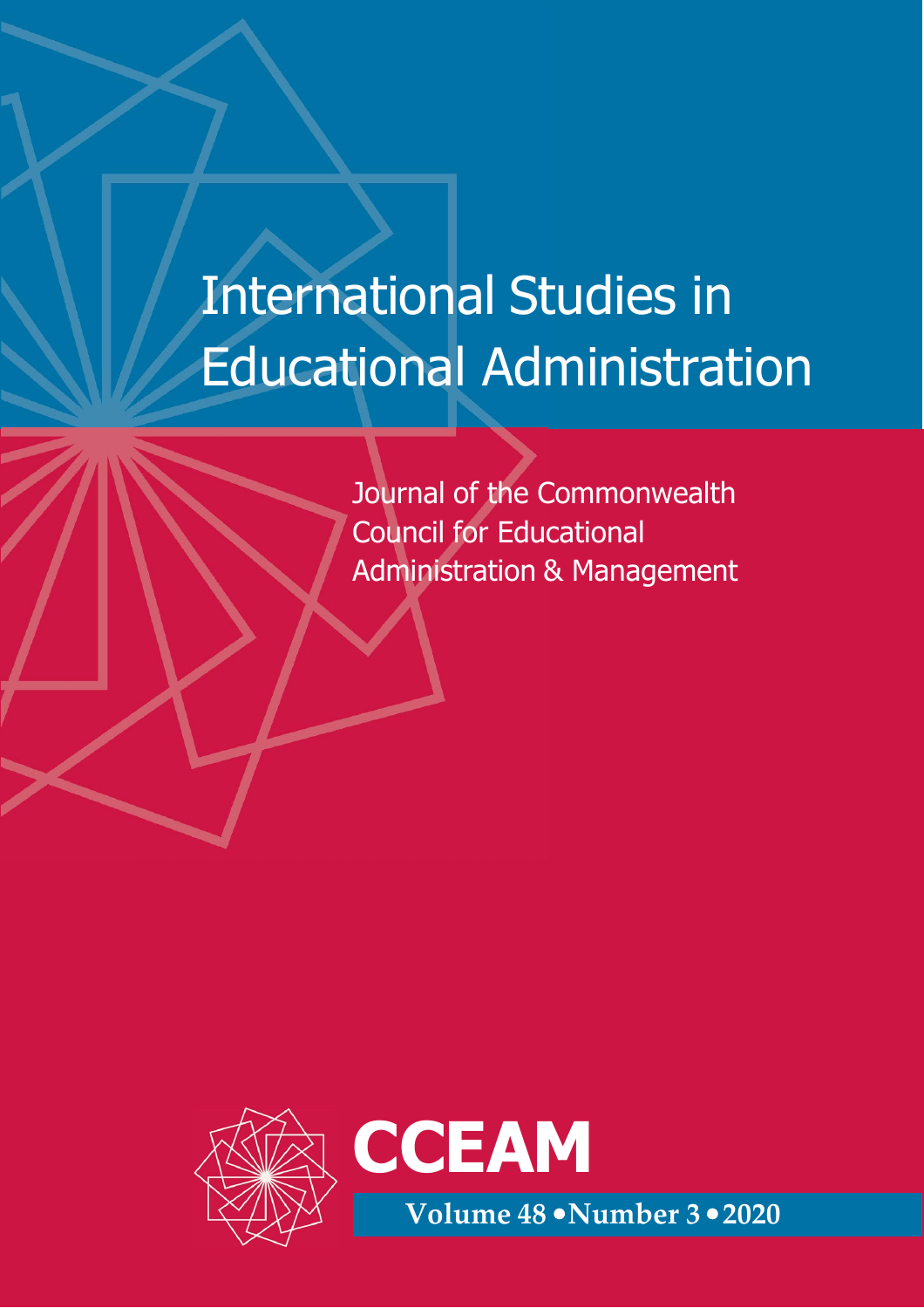# International Studies in Educational Administration

Journal of the Commonwealth Council for Educational Administration & Management

**CCEAM**

**Volume 48 • Number 3 • 2020**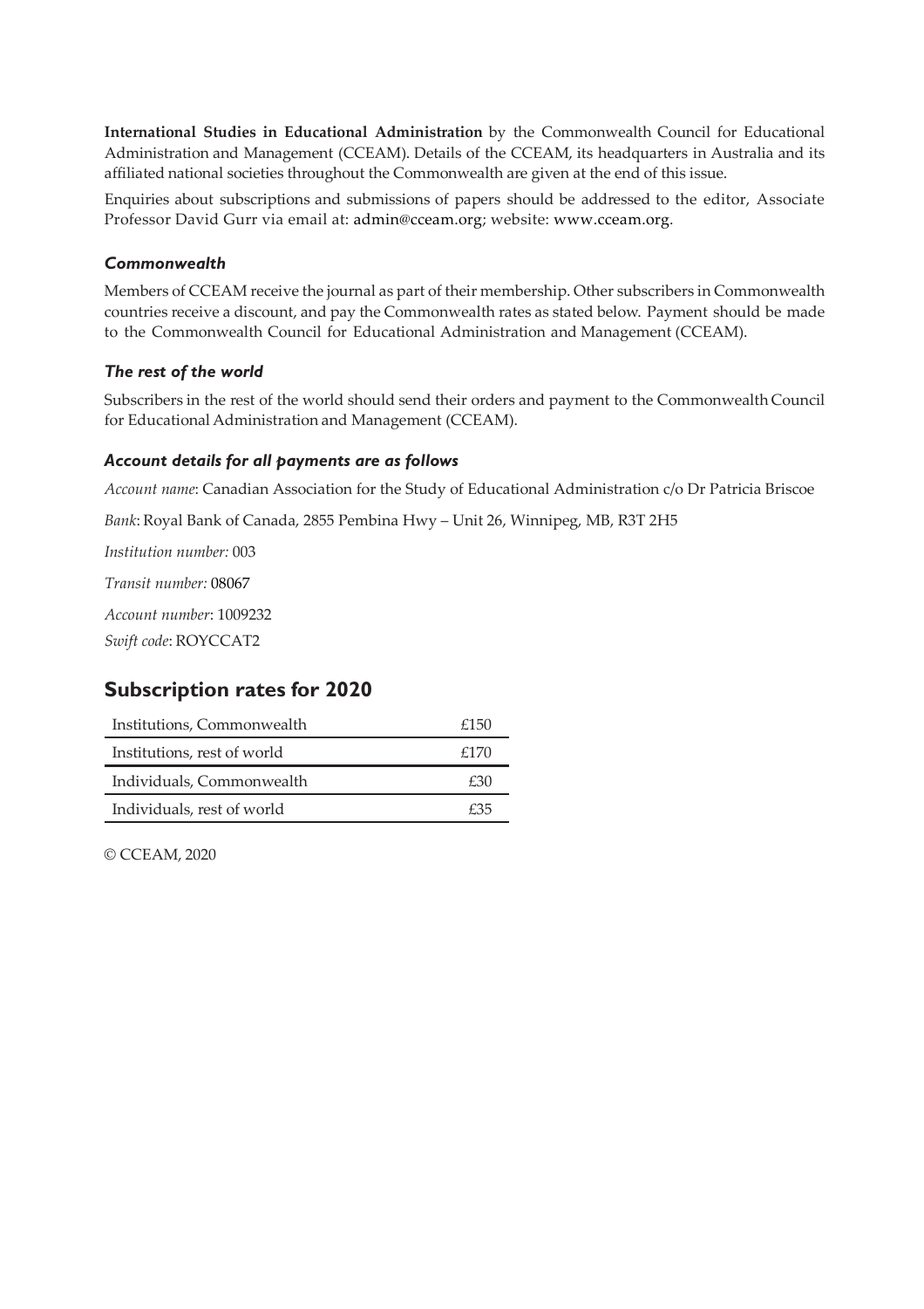**International Studies in Educational Administration** by the Commonwealth Council for Educational Administration and Management (CCEAM). Details of the CCEAM, its headquarters in Australia and its affiliated national societies throughout the Commonwealth are given at the end of this issue.

Enquiries about subscriptions and submissions of papers should be addressed to the editor, Associate Professor David Gurr via email at: admin@cceam.org; website: www.cceam.org.

### *Commonwealth*

Members of CCEAM receive the journal as part of their membership. Other subscribers in Commonwealth countries receive a discount, and pay the Commonwealth rates as stated below. Payment should be made to the Commonwealth Council for Educational Administration and Management (CCEAM).

### *The rest of the world*

Subscribers in the rest of the world should send their orders and payment to the Commonwealth Council for Educational Administration and Management (CCEAM).

### *Account details for all payments are as follows*

*Account name*: Canadian Association for the Study of Educational Administration c/o Dr Patricia Briscoe

*Bank*: Royal Bank of Canada, 2855 Pembina Hwy – Unit 26, Winnipeg, MB, R3T 2H5

*Institution number:* 003

*Transit number:* 08067

*Account number*: 1009232

*Swift code*: ROYCCAT2

## Subscription rates for 2020

| | |
|---|---|
| Institutions, Commonwealth | £150 |
| Institutions, rest of world | £170 |
| Individuals, Commonwealth | £30 |
| Individuals, rest of world | £35 |

© CCEAM, 2020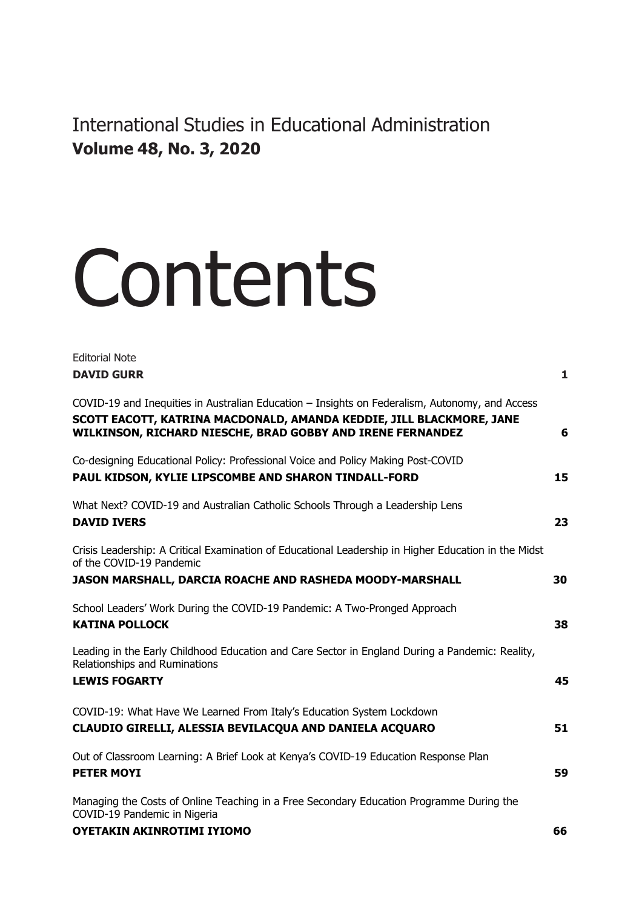International Studies in Educational Administration
**Volume 48, No. 3, 2020**

# Contents

| | |
|---|---|
| Editorial Note<br>**DAVID GURR** | **1** |
| COVID-19 and Inequities in Australian Education – Insights on Federalism, Autonomy, and Access<br>**SCOTT EACOTT, KATRINA MACDONALD, AMANDA KEDDIE, JILL BLACKMORE, JANE WILKINSON, RICHARD NIESCHE, BRAD GOBBY AND IRENE FERNANDEZ** | **6** |
| Co-designing Educational Policy: Professional Voice and Policy Making Post-COVID<br>**PAUL KIDSON, KYLIE LIPSCOMBE AND SHARON TINDALL-FORD** | **15** |
| What Next? COVID-19 and Australian Catholic Schools Through a Leadership Lens<br>**DAVID IVERS** | **23** |
| Crisis Leadership: A Critical Examination of Educational Leadership in Higher Education in the Midst of the COVID-19 Pandemic<br>**JASON MARSHALL, DARCIA ROACHE AND RASHEDA MOODY-MARSHALL** | **30** |
| School Leaders' Work During the COVID-19 Pandemic: A Two-Pronged Approach<br>**KATINA POLLOCK** | **38** |
| Leading in the Early Childhood Education and Care Sector in England During a Pandemic: Reality, Relationships and Ruminations<br>**LEWIS FOGARTY** | **45** |
| COVID-19: What Have We Learned From Italy's Education System Lockdown<br>**CLAUDIO GIRELLI, ALESSIA BEVILACQUA AND DANIELA ACQUARO** | **51** |
| Out of Classroom Learning: A Brief Look at Kenya's COVID-19 Education Response Plan<br>**PETER MOYI** | **59** |
| Managing the Costs of Online Teaching in a Free Secondary Education Programme During the COVID-19 Pandemic in Nigeria<br>**OYETAKIN AKINROTIMI IYIOMO** | **66** |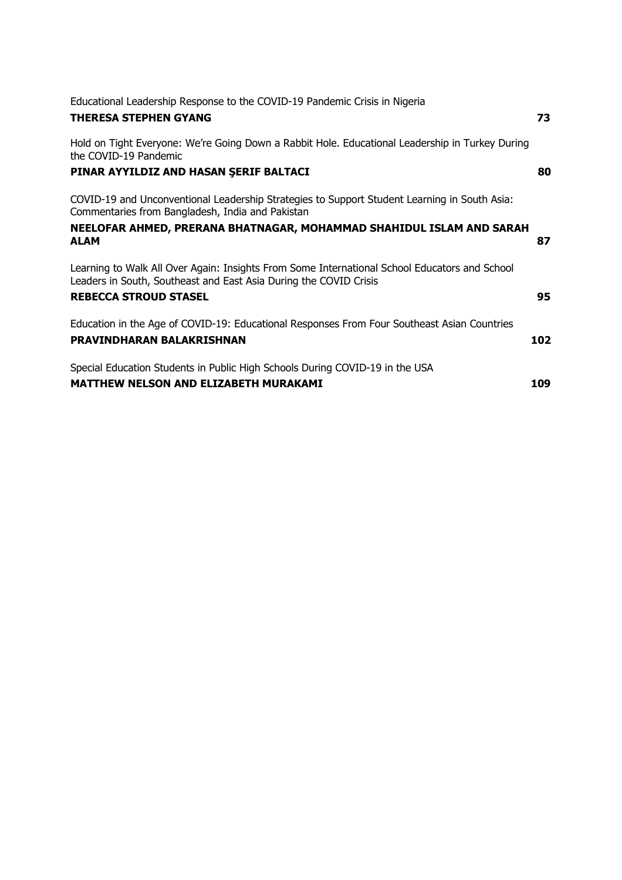Educational Leadership Response to the COVID-19 Pandemic Crisis in Nigeria
**THERESA STEPHEN GYANG** **73**

Hold on Tight Everyone: We're Going Down a Rabbit Hole. Educational Leadership in Turkey During the COVID-19 Pandemic
**PINAR AYYILDIZ AND HASAN ŞERIF BALTACI** **80**

COVID-19 and Unconventional Leadership Strategies to Support Student Learning in South Asia: Commentaries from Bangladesh, India and Pakistan
**NEELOFAR AHMED, PRERANA BHATNAGAR, MOHAMMAD SHAHIDUL ISLAM AND SARAH ALAM** **87**

Learning to Walk All Over Again: Insights From Some International School Educators and School Leaders in South, Southeast and East Asia During the COVID Crisis
**REBECCA STROUD STASEL** **95**

Education in the Age of COVID-19: Educational Responses From Four Southeast Asian Countries
**PRAVINDHARAN BALAKRISHNAN** **102**

Special Education Students in Public High Schools During COVID-19 in the USA
**MATTHEW NELSON AND ELIZABETH MURAKAMI** **109**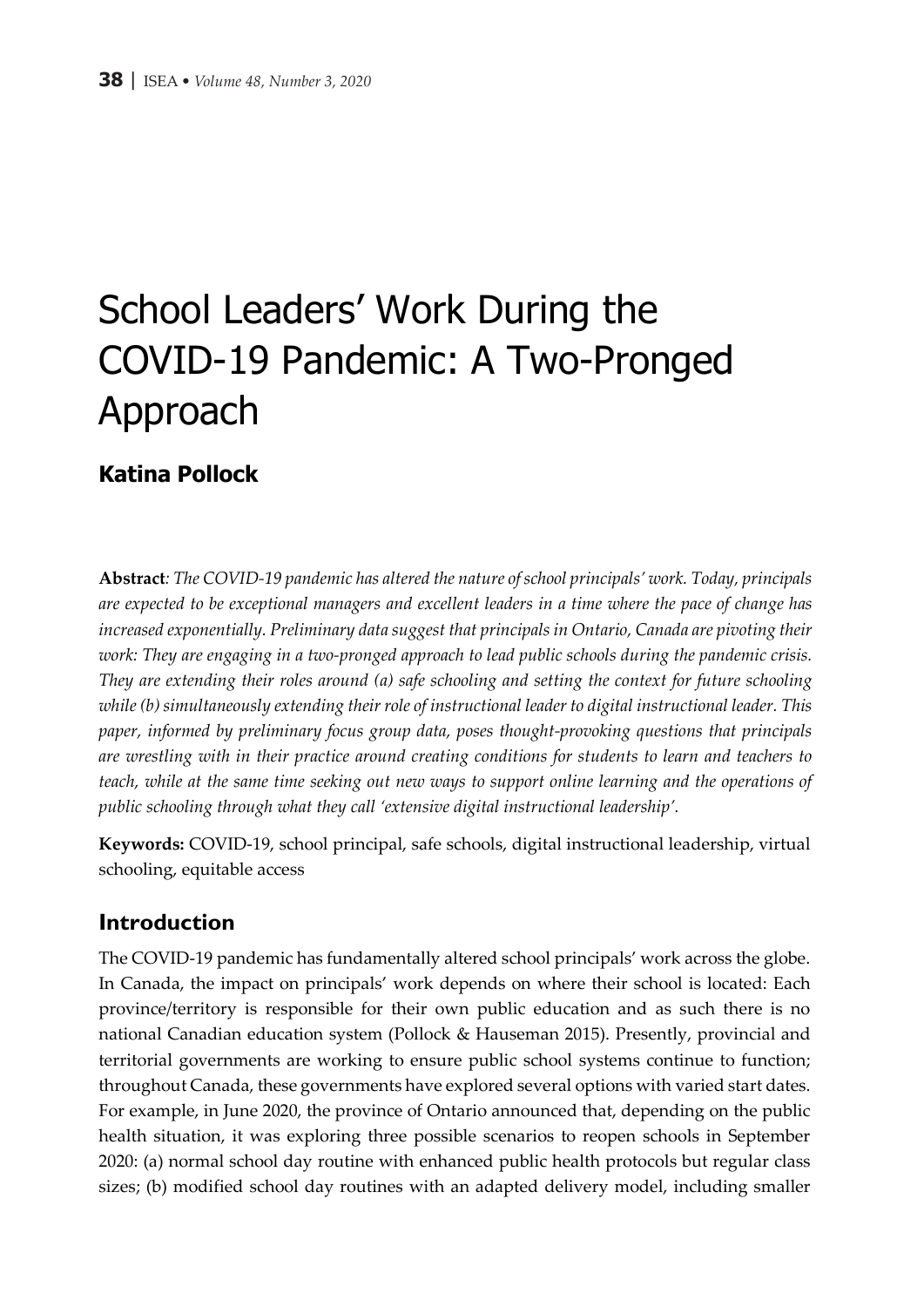# School Leaders' Work During the COVID-19 Pandemic: A Two-Pronged Approach

## Katina Pollock

**Abstract**: *The COVID-19 pandemic has altered the nature of school principals' work. Today, principals are expected to be exceptional managers and excellent leaders in a time where the pace of change has increased exponentially. Preliminary data suggest that principals in Ontario, Canada are pivoting their work: They are engaging in a two-pronged approach to lead public schools during the pandemic crisis. They are extending their roles around (a) safe schooling and setting the context for future schooling while (b) simultaneously extending their role of instructional leader to digital instructional leader. This paper, informed by preliminary focus group data, poses thought-provoking questions that principals are wrestling with in their practice around creating conditions for students to learn and teachers to teach, while at the same time seeking out new ways to support online learning and the operations of public schooling through what they call 'extensive digital instructional leadership'.*

**Keywords:** COVID-19, school principal, safe schools, digital instructional leadership, virtual schooling, equitable access

## Introduction

The COVID-19 pandemic has fundamentally altered school principals' work across the globe. In Canada, the impact on principals' work depends on where their school is located: Each province/territory is responsible for their own public education and as such there is no national Canadian education system (Pollock & Hauseman 2015). Presently, provincial and territorial governments are working to ensure public school systems continue to function; throughout Canada, these governments have explored several options with varied start dates. For example, in June 2020, the province of Ontario announced that, depending on the public health situation, it was exploring three possible scenarios to reopen schools in September 2020: (a) normal school day routine with enhanced public health protocols but regular class sizes; (b) modified school day routines with an adapted delivery model, including smaller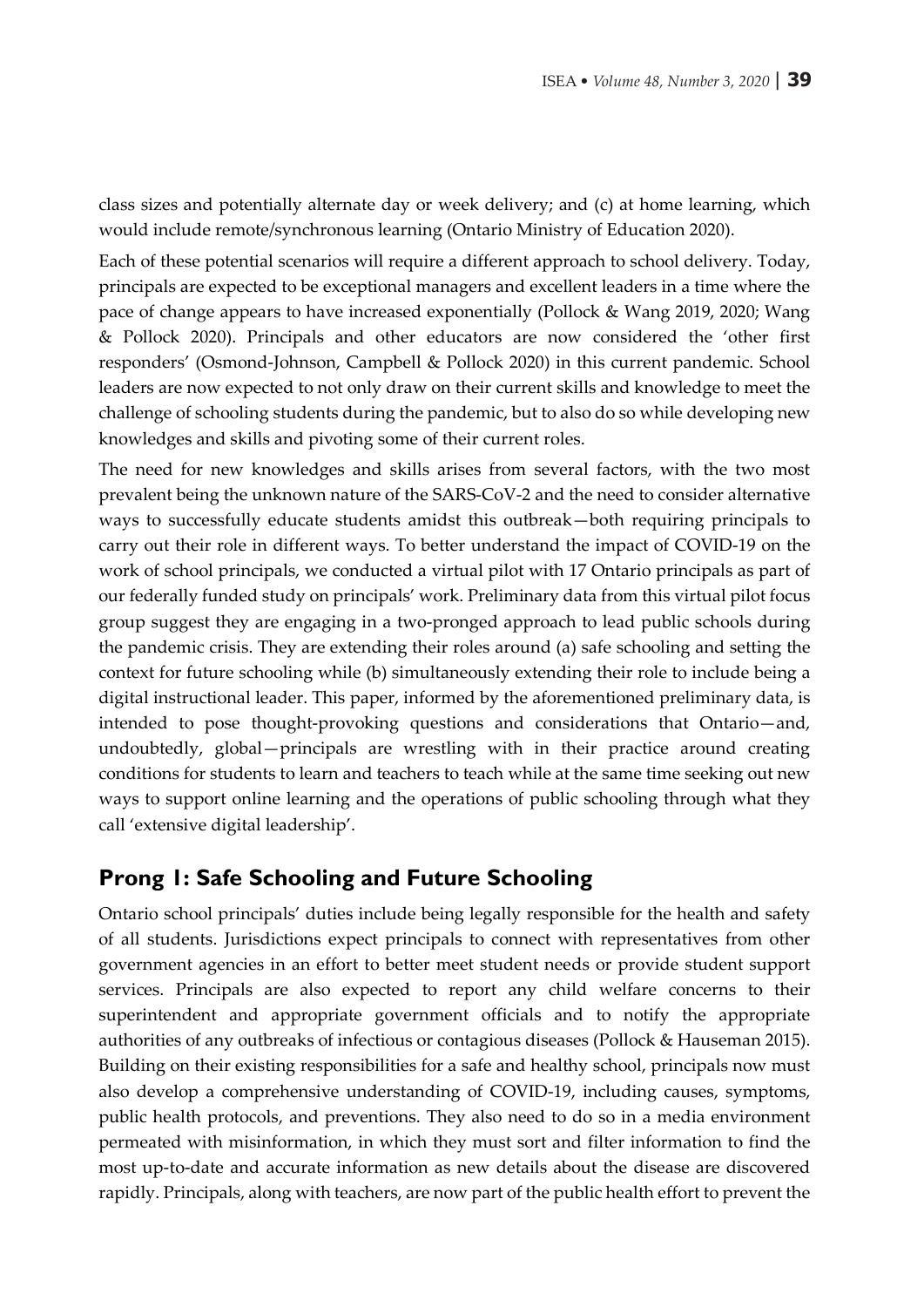class sizes and potentially alternate day or week delivery; and (c) at home learning, which would include remote/synchronous learning (Ontario Ministry of Education 2020).

Each of these potential scenarios will require a different approach to school delivery. Today, principals are expected to be exceptional managers and excellent leaders in a time where the pace of change appears to have increased exponentially (Pollock & Wang 2019, 2020; Wang & Pollock 2020). Principals and other educators are now considered the 'other first responders' (Osmond-Johnson, Campbell & Pollock 2020) in this current pandemic. School leaders are now expected to not only draw on their current skills and knowledge to meet the challenge of schooling students during the pandemic, but to also do so while developing new knowledges and skills and pivoting some of their current roles.

The need for new knowledges and skills arises from several factors, with the two most prevalent being the unknown nature of the SARS-CoV-2 and the need to consider alternative ways to successfully educate students amidst this outbreak—both requiring principals to carry out their role in different ways. To better understand the impact of COVID-19 on the work of school principals, we conducted a virtual pilot with 17 Ontario principals as part of our federally funded study on principals' work. Preliminary data from this virtual pilot focus group suggest they are engaging in a two-pronged approach to lead public schools during the pandemic crisis. They are extending their roles around (a) safe schooling and setting the context for future schooling while (b) simultaneously extending their role to include being a digital instructional leader. This paper, informed by the aforementioned preliminary data, is intended to pose thought-provoking questions and considerations that Ontario—and, undoubtedly, global—principals are wrestling with in their practice around creating conditions for students to learn and teachers to teach while at the same time seeking out new ways to support online learning and the operations of public schooling through what they call 'extensive digital leadership'.

## Prong 1: Safe Schooling and Future Schooling

Ontario school principals' duties include being legally responsible for the health and safety of all students. Jurisdictions expect principals to connect with representatives from other government agencies in an effort to better meet student needs or provide student support services. Principals are also expected to report any child welfare concerns to their superintendent and appropriate government officials and to notify the appropriate authorities of any outbreaks of infectious or contagious diseases (Pollock & Hauseman 2015). Building on their existing responsibilities for a safe and healthy school, principals now must also develop a comprehensive understanding of COVID-19, including causes, symptoms, public health protocols, and preventions. They also need to do so in a media environment permeated with misinformation, in which they must sort and filter information to find the most up-to-date and accurate information as new details about the disease are discovered rapidly. Principals, along with teachers, are now part of the public health effort to prevent the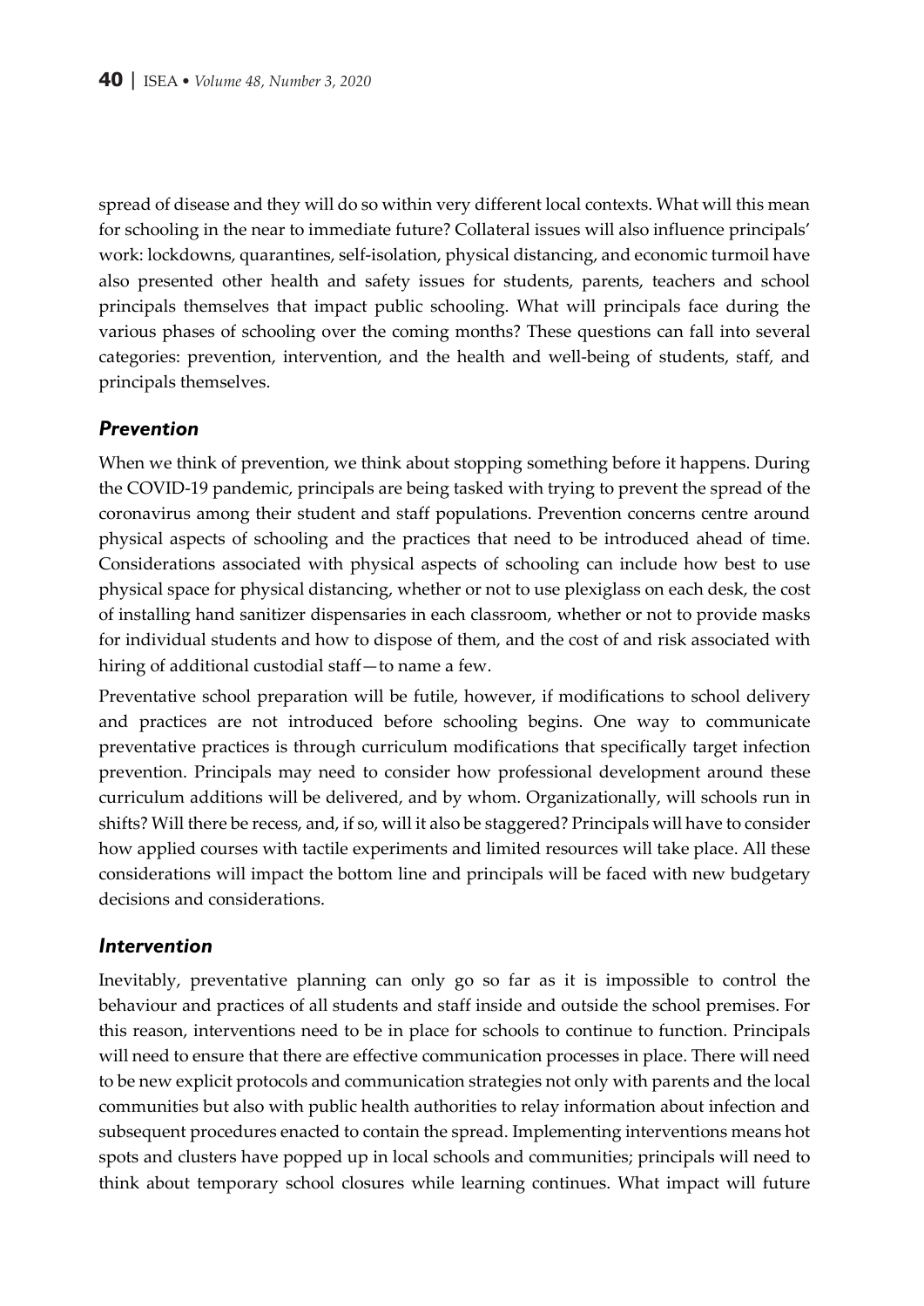spread of disease and they will do so within very different local contexts. What will this mean for schooling in the near to immediate future? Collateral issues will also influence principals' work: lockdowns, quarantines, self-isolation, physical distancing, and economic turmoil have also presented other health and safety issues for students, parents, teachers and school principals themselves that impact public schooling. What will principals face during the various phases of schooling over the coming months? These questions can fall into several categories: prevention, intervention, and the health and well-being of students, staff, and principals themselves.

### *Prevention*

When we think of prevention, we think about stopping something before it happens. During the COVID-19 pandemic, principals are being tasked with trying to prevent the spread of the coronavirus among their student and staff populations. Prevention concerns centre around physical aspects of schooling and the practices that need to be introduced ahead of time. Considerations associated with physical aspects of schooling can include how best to use physical space for physical distancing, whether or not to use plexiglass on each desk, the cost of installing hand sanitizer dispensaries in each classroom, whether or not to provide masks for individual students and how to dispose of them, and the cost of and risk associated with hiring of additional custodial staff—to name a few.

Preventative school preparation will be futile, however, if modifications to school delivery and practices are not introduced before schooling begins. One way to communicate preventative practices is through curriculum modifications that specifically target infection prevention. Principals may need to consider how professional development around these curriculum additions will be delivered, and by whom. Organizationally, will schools run in shifts? Will there be recess, and, if so, will it also be staggered? Principals will have to consider how applied courses with tactile experiments and limited resources will take place. All these considerations will impact the bottom line and principals will be faced with new budgetary decisions and considerations.

### *Intervention*

Inevitably, preventative planning can only go so far as it is impossible to control the behaviour and practices of all students and staff inside and outside the school premises. For this reason, interventions need to be in place for schools to continue to function. Principals will need to ensure that there are effective communication processes in place. There will need to be new explicit protocols and communication strategies not only with parents and the local communities but also with public health authorities to relay information about infection and subsequent procedures enacted to contain the spread. Implementing interventions means hot spots and clusters have popped up in local schools and communities; principals will need to think about temporary school closures while learning continues. What impact will future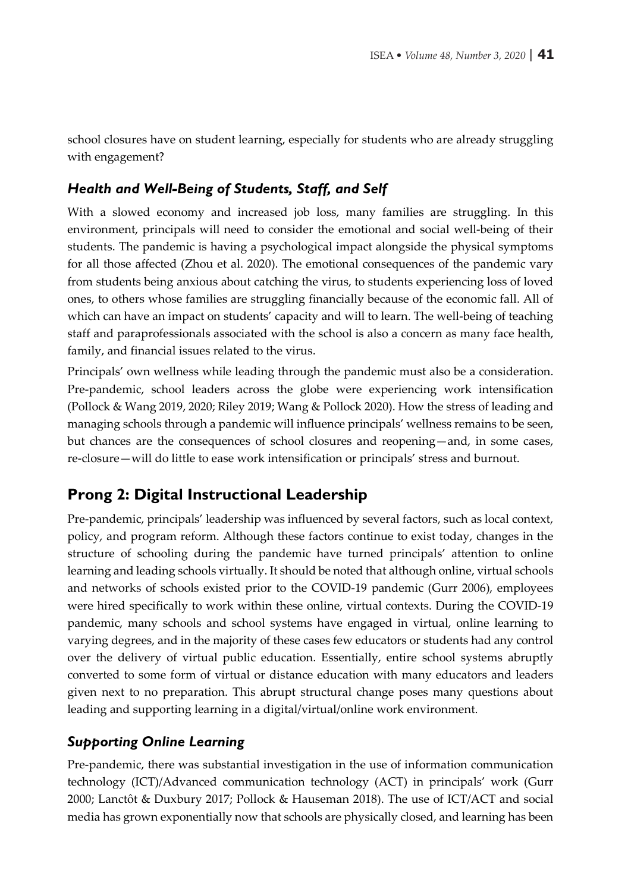school closures have on student learning, especially for students who are already struggling with engagement?

### *Health and Well-Being of Students, Staff, and Self*

With a slowed economy and increased job loss, many families are struggling. In this environment, principals will need to consider the emotional and social well-being of their students. The pandemic is having a psychological impact alongside the physical symptoms for all those affected (Zhou et al. 2020). The emotional consequences of the pandemic vary from students being anxious about catching the virus, to students experiencing loss of loved ones, to others whose families are struggling financially because of the economic fall. All of which can have an impact on students' capacity and will to learn. The well-being of teaching staff and paraprofessionals associated with the school is also a concern as many face health, family, and financial issues related to the virus.

Principals' own wellness while leading through the pandemic must also be a consideration. Pre-pandemic, school leaders across the globe were experiencing work intensification (Pollock & Wang 2019, 2020; Riley 2019; Wang & Pollock 2020). How the stress of leading and managing schools through a pandemic will influence principals' wellness remains to be seen, but chances are the consequences of school closures and reopening—and, in some cases, re-closure—will do little to ease work intensification or principals' stress and burnout.

## Prong 2: Digital Instructional Leadership

Pre-pandemic, principals' leadership was influenced by several factors, such as local context, policy, and program reform. Although these factors continue to exist today, changes in the structure of schooling during the pandemic have turned principals' attention to online learning and leading schools virtually. It should be noted that although online, virtual schools and networks of schools existed prior to the COVID-19 pandemic (Gurr 2006), employees were hired specifically to work within these online, virtual contexts. During the COVID-19 pandemic, many schools and school systems have engaged in virtual, online learning to varying degrees, and in the majority of these cases few educators or students had any control over the delivery of virtual public education. Essentially, entire school systems abruptly converted to some form of virtual or distance education with many educators and leaders given next to no preparation. This abrupt structural change poses many questions about leading and supporting learning in a digital/virtual/online work environment.

### *Supporting Online Learning*

Pre-pandemic, there was substantial investigation in the use of information communication technology (ICT)/Advanced communication technology (ACT) in principals' work (Gurr 2000; Lanctôt & Duxbury 2017; Pollock & Hauseman 2018). The use of ICT/ACT and social media has grown exponentially now that schools are physically closed, and learning has been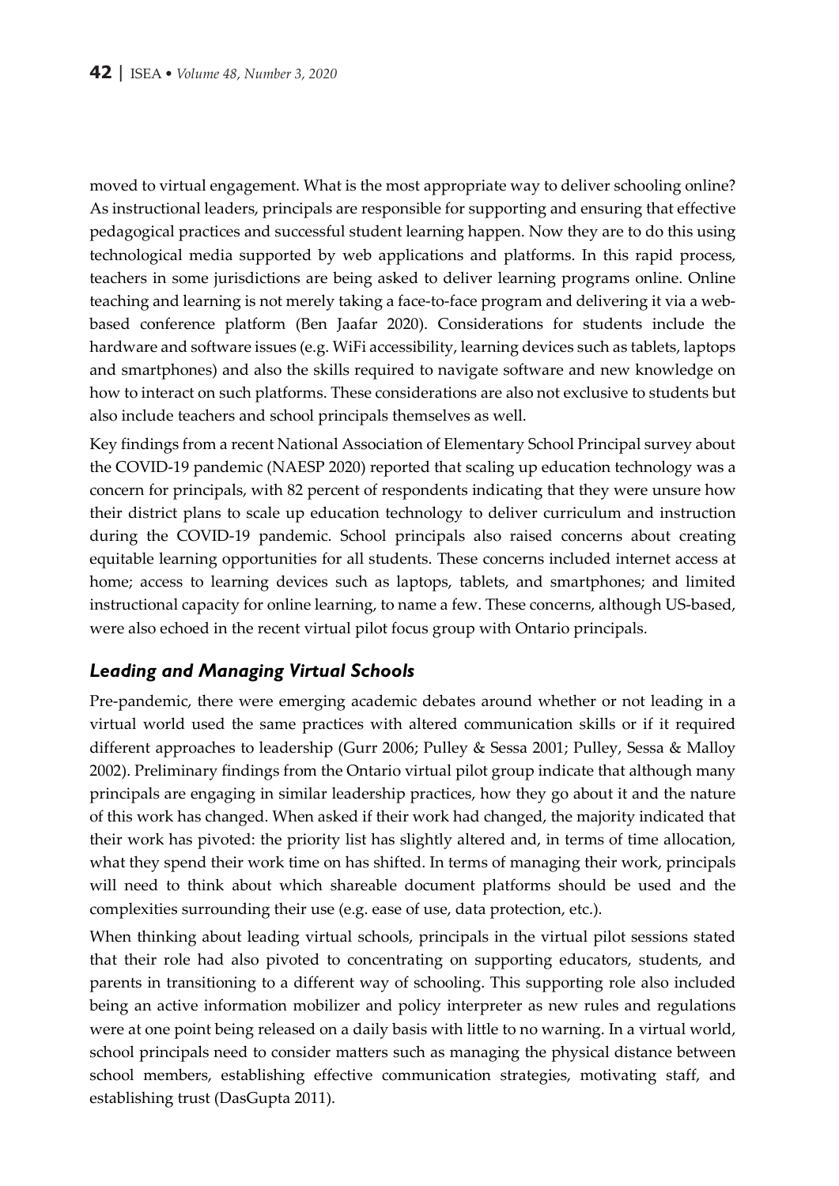moved to virtual engagement. What is the most appropriate way to deliver schooling online? As instructional leaders, principals are responsible for supporting and ensuring that effective pedagogical practices and successful student learning happen. Now they are to do this using technological media supported by web applications and platforms. In this rapid process, teachers in some jurisdictions are being asked to deliver learning programs online. Online teaching and learning is not merely taking a face-to-face program and delivering it via a web-based conference platform (Ben Jaafar 2020). Considerations for students include the hardware and software issues (e.g. WiFi accessibility, learning devices such as tablets, laptops and smartphones) and also the skills required to navigate software and new knowledge on how to interact on such platforms. These considerations are also not exclusive to students but also include teachers and school principals themselves as well.

Key findings from a recent National Association of Elementary School Principal survey about the COVID-19 pandemic (NAESP 2020) reported that scaling up education technology was a concern for principals, with 82 percent of respondents indicating that they were unsure how their district plans to scale up education technology to deliver curriculum and instruction during the COVID-19 pandemic. School principals also raised concerns about creating equitable learning opportunities for all students. These concerns included internet access at home; access to learning devices such as laptops, tablets, and smartphones; and limited instructional capacity for online learning, to name a few. These concerns, although US-based, were also echoed in the recent virtual pilot focus group with Ontario principals.

### *Leading and Managing Virtual Schools*

Pre-pandemic, there were emerging academic debates around whether or not leading in a virtual world used the same practices with altered communication skills or if it required different approaches to leadership (Gurr 2006; Pulley & Sessa 2001; Pulley, Sessa & Malloy 2002). Preliminary findings from the Ontario virtual pilot group indicate that although many principals are engaging in similar leadership practices, how they go about it and the nature of this work has changed. When asked if their work had changed, the majority indicated that their work has pivoted: the priority list has slightly altered and, in terms of time allocation, what they spend their work time on has shifted. In terms of managing their work, principals will need to think about which shareable document platforms should be used and the complexities surrounding their use (e.g. ease of use, data protection, etc.).

When thinking about leading virtual schools, principals in the virtual pilot sessions stated that their role had also pivoted to concentrating on supporting educators, students, and parents in transitioning to a different way of schooling. This supporting role also included being an active information mobilizer and policy interpreter as new rules and regulations were at one point being released on a daily basis with little to no warning. In a virtual world, school principals need to consider matters such as managing the physical distance between school members, establishing effective communication strategies, motivating staff, and establishing trust (DasGupta 2011).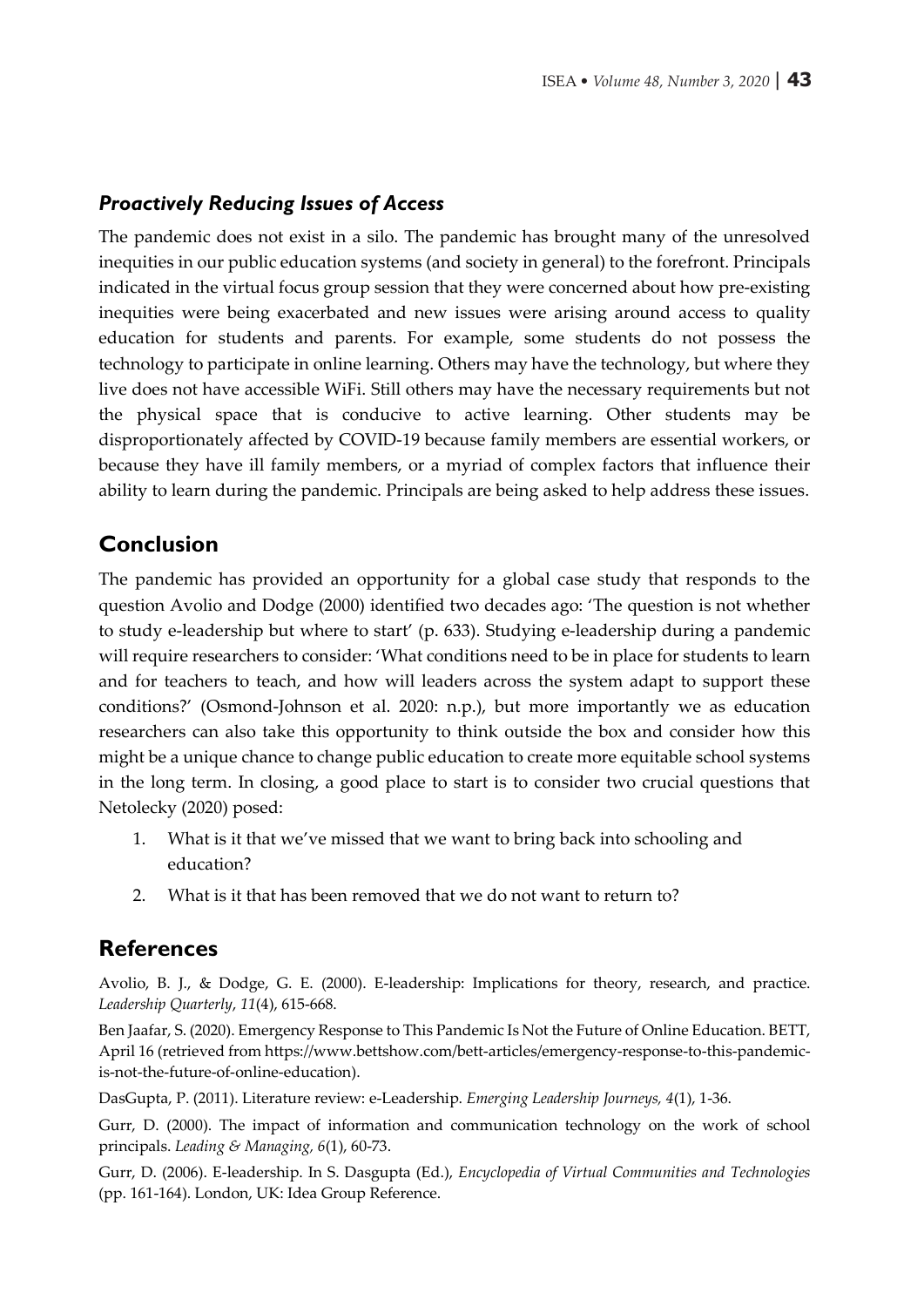### *Proactively Reducing Issues of Access*

The pandemic does not exist in a silo. The pandemic has brought many of the unresolved inequities in our public education systems (and society in general) to the forefront. Principals indicated in the virtual focus group session that they were concerned about how pre-existing inequities were being exacerbated and new issues were arising around access to quality education for students and parents. For example, some students do not possess the technology to participate in online learning. Others may have the technology, but where they live does not have accessible WiFi. Still others may have the necessary requirements but not the physical space that is conducive to active learning. Other students may be disproportionately affected by COVID-19 because family members are essential workers, or because they have ill family members, or a myriad of complex factors that influence their ability to learn during the pandemic. Principals are being asked to help address these issues.

## Conclusion

The pandemic has provided an opportunity for a global case study that responds to the question Avolio and Dodge (2000) identified two decades ago: 'The question is not whether to study e-leadership but where to start' (p. 633). Studying e-leadership during a pandemic will require researchers to consider: 'What conditions need to be in place for students to learn and for teachers to teach, and how will leaders across the system adapt to support these conditions?' (Osmond-Johnson et al. 2020: n.p.), but more importantly we as education researchers can also take this opportunity to think outside the box and consider how this might be a unique chance to change public education to create more equitable school systems in the long term. In closing, a good place to start is to consider two crucial questions that Netolecky (2020) posed:

1. What is it that we've missed that we want to bring back into schooling and education?
2. What is it that has been removed that we do not want to return to?

## References

Avolio, B. J., & Dodge, G. E. (2000). E-leadership: Implications for theory, research, and practice. *Leadership Quarterly*, *11*(4), 615-668.

Ben Jaafar, S. (2020). Emergency Response to This Pandemic Is Not the Future of Online Education. BETT, April 16 (retrieved from https://www.bettshow.com/bett-articles/emergency-response-to-this-pandemic-is-not-the-future-of-online-education).

DasGupta, P. (2011). Literature review: e-Leadership. *Emerging Leadership Journeys, 4*(1), 1-36.

Gurr, D. (2000). The impact of information and communication technology on the work of school principals. *Leading & Managing, 6*(1), 60-73.

Gurr, D. (2006). E-leadership. In S. Dasgupta (Ed.), *Encyclopedia of Virtual Communities and Technologies* (pp. 161-164). London, UK: Idea Group Reference.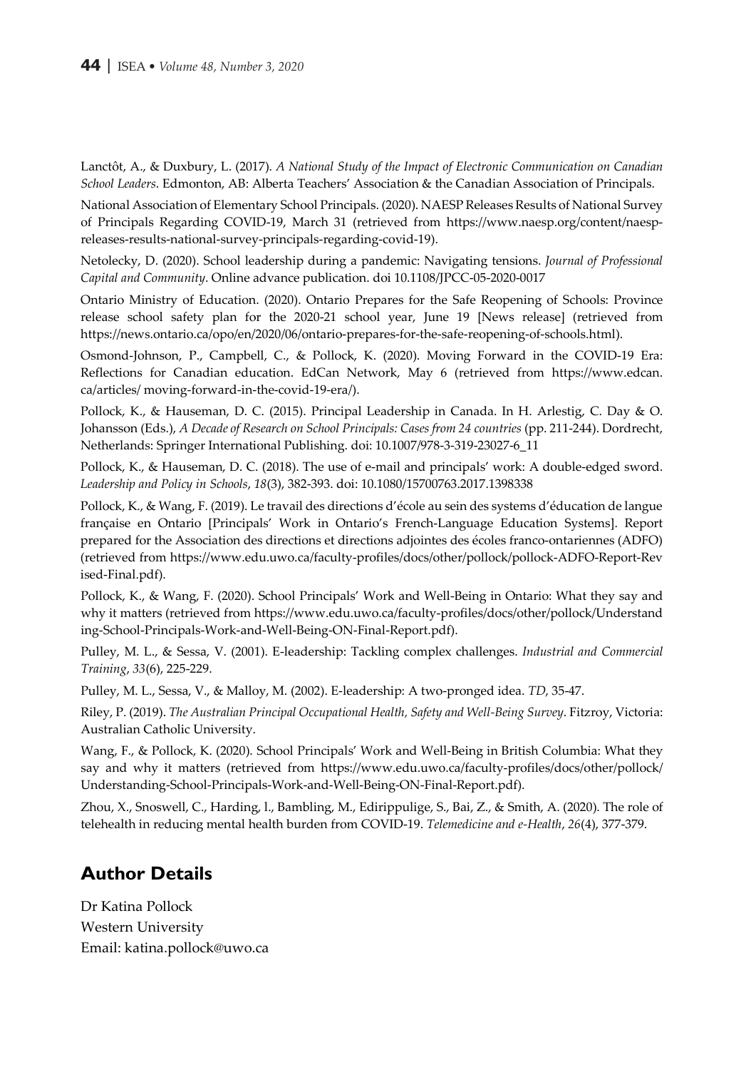Lanctôt, A., & Duxbury, L. (2017). *A National Study of the Impact of Electronic Communication on Canadian School Leaders*. Edmonton, AB: Alberta Teachers' Association & the Canadian Association of Principals.

National Association of Elementary School Principals. (2020). NAESP Releases Results of National Survey of Principals Regarding COVID-19, March 31 (retrieved from https://www.naesp.org/content/naesp-releases-results-national-survey-principals-regarding-covid-19).

Netolecky, D. (2020). School leadership during a pandemic: Navigating tensions. *Journal of Professional Capital and Community*. Online advance publication. doi 10.1108/JPCC-05-2020-0017

Ontario Ministry of Education. (2020). Ontario Prepares for the Safe Reopening of Schools: Province release school safety plan for the 2020-21 school year, June 19 [News release] (retrieved from https://news.ontario.ca/opo/en/2020/06/ontario-prepares-for-the-safe-reopening-of-schools.html).

Osmond-Johnson, P., Campbell, C., & Pollock, K. (2020). Moving Forward in the COVID-19 Era: Reflections for Canadian education. EdCan Network, May 6 (retrieved from https://www.edcan.ca/articles/ moving-forward-in-the-covid-19-era/).

Pollock, K., & Hauseman, D. C. (2015). Principal Leadership in Canada. In H. Arlestig, C. Day & O. Johansson (Eds.), *A Decade of Research on School Principals: Cases from 24 countries* (pp. 211-244). Dordrecht, Netherlands: Springer International Publishing. doi: 10.1007/978-3-319-23027-6_11

Pollock, K., & Hauseman, D. C. (2018). The use of e-mail and principals' work: A double-edged sword. *Leadership and Policy in Schools*, *18*(3), 382-393. doi: 10.1080/15700763.2017.1398338

Pollock, K., & Wang, F. (2019). Le travail des directions d'école au sein des systems d'éducation de langue française en Ontario [Principals' Work in Ontario's French-Language Education Systems]. Report prepared for the Association des directions et directions adjointes des écoles franco-ontariennes (ADFO) (retrieved from https://www.edu.uwo.ca/faculty-profiles/docs/other/pollock/pollock-ADFO-Report-Revised-Final.pdf).

Pollock, K., & Wang, F. (2020). School Principals' Work and Well-Being in Ontario: What they say and why it matters (retrieved from https://www.edu.uwo.ca/faculty-profiles/docs/other/pollock/Understanding-School-Principals-Work-and-Well-Being-ON-Final-Report.pdf).

Pulley, M. L., & Sessa, V. (2001). E-leadership: Tackling complex challenges. *Industrial and Commercial Training*, *33*(6), 225-229.

Pulley, M. L., Sessa, V., & Malloy, M. (2002). E-leadership: A two-pronged idea. *TD*, 35-47.

Riley, P. (2019). *The Australian Principal Occupational Health, Safety and Well-Being Survey*. Fitzroy, Victoria: Australian Catholic University.

Wang, F., & Pollock, K. (2020). School Principals' Work and Well-Being in British Columbia: What they say and why it matters (retrieved from https://www.edu.uwo.ca/faculty-profiles/docs/other/pollock/Understanding-School-Principals-Work-and-Well-Being-ON-Final-Report.pdf).

Zhou, X., Snoswell, C., Harding, l., Bambling, M., Edirippulige, S., Bai, Z., & Smith, A. (2020). The role of telehealth in reducing mental health burden from COVID-19. *Telemedicine and e-Health*, *26*(4), 377-379.

## Author Details

Dr Katina Pollock
Western University
Email: katina.pollock@uwo.ca